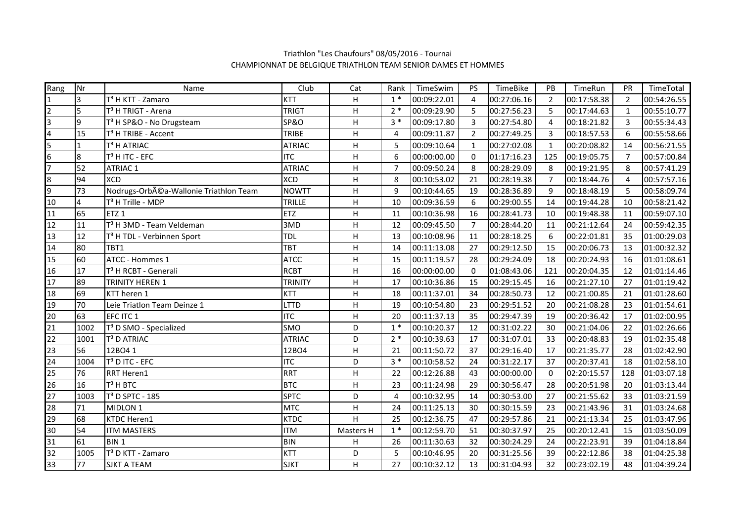Triathlon "Les Chaufours" 08/05/2016 - Tournai

CHAMPIONNAT DE BELGIQUE TRIATHLON TEAM SENIOR DAMES ET HOMMES

| Rang | Nr | Name | Club | Cat | Rank | TimeSwim | PS | TimeBike | PB | TimeRun | PR | TimeTotal |
|---|---|---|---|---|---|---|---|---|---|---|---|---|
| 1 | 3 | T³ H KTT - Zamaro | KTT | H | 1 * | 00:09:22.01 | 4 | 00:27:06.16 | 2 | 00:17:58.38 | 2 | 00:54:26.55 |
| 2 | 5 | T³ H TRIGT - Arena | TRIGT | H | 2 * | 00:09:29.90 | 5 | 00:27:56.23 | 5 | 00:17:44.63 | 1 | 00:55:10.77 |
| 3 | 9 | T³ H SP&O - No Drugsteam | SP&O | H | 3 * | 00:09:17.80 | 3 | 00:27:54.80 | 4 | 00:18:21.82 | 3 | 00:55:34.43 |
| 4 | 15 | T³ H TRIBE - Accent | TRIBE | H | 4 | 00:09:11.87 | 2 | 00:27:49.25 | 3 | 00:18:57.53 | 6 | 00:55:58.66 |
| 5 | 1 | T³ H ATRIAC | ATRIAC | H | 5 | 00:09:10.64 | 1 | 00:27:02.08 | 1 | 00:20:08.82 | 14 | 00:56:21.55 |
| 6 | 8 | T³ H ITC - EFC | ITC | H | 6 | 00:00:00.00 | 0 | 01:17:16.23 | 125 | 00:19:05.75 | 7 | 00:57:00.84 |
| 7 | 52 | ATRIAC 1 | ATRIAC | H | 7 | 00:09:50.24 | 8 | 00:28:29.09 | 8 | 00:19:21.95 | 8 | 00:57:41.29 |
| 8 | 94 | XCD | XCD | H | 8 | 00:10:53.02 | 21 | 00:28:19.38 | 7 | 00:18:44.76 | 4 | 00:57:57.16 |
| 9 | 73 | Nodrugs-OrbÃ©a-Wallonie Triathlon Team | NOWTT | H | 9 | 00:10:44.65 | 19 | 00:28:36.89 | 9 | 00:18:48.19 | 5 | 00:58:09.74 |
| 10 | 4 | T³ H Trille - MDP | TRILLE | H | 10 | 00:09:36.59 | 6 | 00:29:00.55 | 14 | 00:19:44.28 | 10 | 00:58:21.42 |
| 11 | 65 | ETZ 1 | ETZ | H | 11 | 00:10:36.98 | 16 | 00:28:41.73 | 10 | 00:19:48.38 | 11 | 00:59:07.10 |
| 12 | 11 | T³ H 3MD - Team Veldeman | 3MD | H | 12 | 00:09:45.50 | 7 | 00:28:44.20 | 11 | 00:21:12.64 | 24 | 00:59:42.35 |
| 13 | 12 | T³ H TDL - Verbinnen Sport | TDL | H | 13 | 00:10:08.96 | 11 | 00:28:18.25 | 6 | 00:22:01.81 | 35 | 01:00:29.03 |
| 14 | 80 | TBT1 | TBT | H | 14 | 00:11:13.08 | 27 | 00:29:12.50 | 15 | 00:20:06.73 | 13 | 01:00:32.32 |
| 15 | 60 | ATCC - Hommes 1 | ATCC | H | 15 | 00:11:19.57 | 28 | 00:29:24.09 | 18 | 00:20:24.93 | 16 | 01:01:08.61 |
| 16 | 17 | T³ H RCBT - Generali | RCBT | H | 16 | 00:00:00.00 | 0 | 01:08:43.06 | 121 | 00:20:04.35 | 12 | 01:01:14.46 |
| 17 | 89 | TRINITY HEREN 1 | TRINITY | H | 17 | 00:10:36.86 | 15 | 00:29:15.45 | 16 | 00:21:27.10 | 27 | 01:01:19.42 |
| 18 | 69 | KTT heren 1 | KTT | H | 18 | 00:11:37.01 | 34 | 00:28:50.73 | 12 | 00:21:00.85 | 21 | 01:01:28.60 |
| 19 | 70 | Leie Triatlon Team Deinze 1 | LTTD | H | 19 | 00:10:54.80 | 23 | 00:29:51.52 | 20 | 00:21:08.28 | 23 | 01:01:54.61 |
| 20 | 63 | EFC ITC 1 | ITC | H | 20 | 00:11:37.13 | 35 | 00:29:47.39 | 19 | 00:20:36.42 | 17 | 01:02:00.95 |
| 21 | 1002 | T³ D SMO - Specialized | SMO | D | 1 * | 00:10:20.37 | 12 | 00:31:02.22 | 30 | 00:21:04.06 | 22 | 01:02:26.66 |
| 22 | 1001 | T³ D ATRIAC | ATRIAC | D | 2 * | 00:10:39.63 | 17 | 00:31:07.01 | 33 | 00:20:48.83 | 19 | 01:02:35.48 |
| 23 | 56 | 12BO4 1 | 12BO4 | H | 21 | 00:11:50.72 | 37 | 00:29:16.40 | 17 | 00:21:35.77 | 28 | 01:02:42.90 |
| 24 | 1004 | T³ D ITC - EFC | ITC | D | 3 * | 00:10:58.52 | 24 | 00:31:22.17 | 37 | 00:20:37.41 | 18 | 01:02:58.10 |
| 25 | 76 | RRT Heren1 | RRT | H | 22 | 00:12:26.88 | 43 | 00:00:00.00 | 0 | 02:20:15.57 | 128 | 01:03:07.18 |
| 26 | 16 | T³ H BTC | BTC | H | 23 | 00:11:24.98 | 29 | 00:30:56.47 | 28 | 00:20:51.98 | 20 | 01:03:13.44 |
| 27 | 1003 | T³ D SPTC - 185 | SPTC | D | 4 | 00:10:32.95 | 14 | 00:30:53.00 | 27 | 00:21:55.62 | 33 | 01:03:21.59 |
| 28 | 71 | MIDLON 1 | MTC | H | 24 | 00:11:25.13 | 30 | 00:30:15.59 | 23 | 00:21:43.96 | 31 | 01:03:24.68 |
| 29 | 68 | KTDC Heren1 | KTDC | H | 25 | 00:12:36.75 | 47 | 00:29:57.86 | 21 | 00:21:13.34 | 25 | 01:03:47.96 |
| 30 | 54 | ITM MASTERS | ITM | Masters H | 1 * | 00:12:59.70 | 51 | 00:30:37.97 | 25 | 00:20:12.41 | 15 | 01:03:50.09 |
| 31 | 61 | BIN 1 | BIN | H | 26 | 00:11:30.63 | 32 | 00:30:24.29 | 24 | 00:22:23.91 | 39 | 01:04:18.84 |
| 32 | 1005 | T³ D KTT - Zamaro | KTT | D | 5 | 00:10:46.95 | 20 | 00:31:25.56 | 39 | 00:22:12.86 | 38 | 01:04:25.38 |
| 33 | 77 | SJKT A TEAM | SJKT | H | 27 | 00:10:32.12 | 13 | 00:31:04.93 | 32 | 00:23:02.19 | 48 | 01:04:39.24 |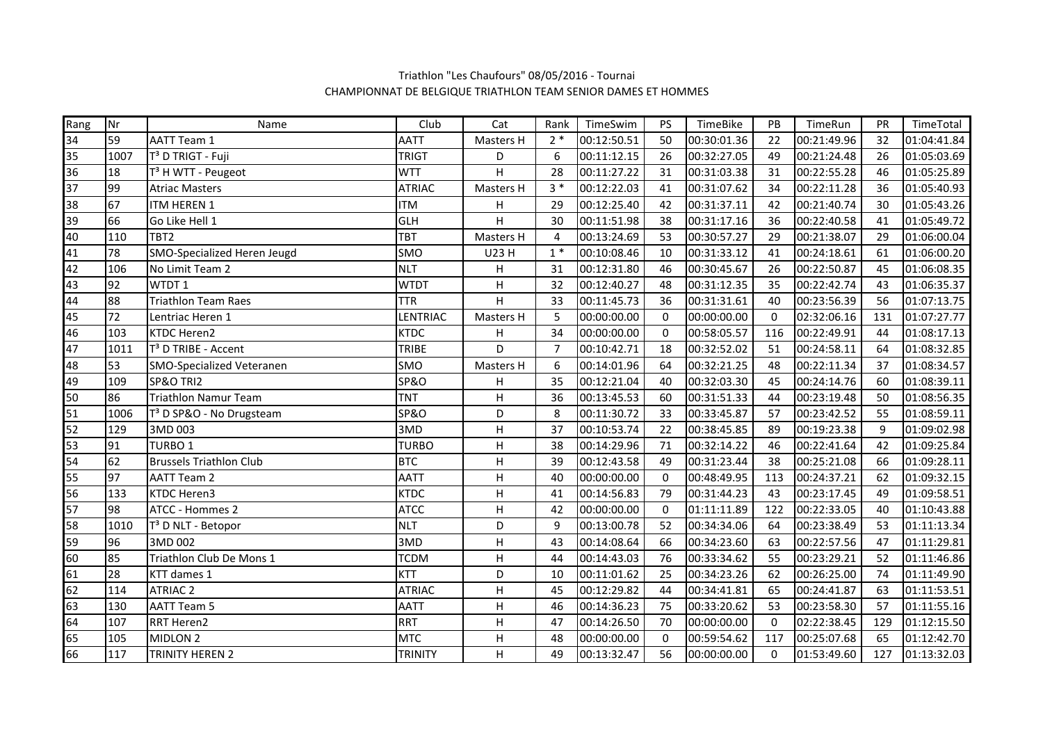Triathlon "Les Chaufours" 08/05/2016 - Tournai

CHAMPIONNAT DE BELGIQUE TRIATHLON TEAM SENIOR DAMES ET HOMMES

| Rang | Nr | Name | Club | Cat | Rank | TimeSwim | PS | TimeBike | PB | TimeRun | PR | TimeTotal |
|---|---|---|---|---|---|---|---|---|---|---|---|---|
| 34 | 59 | AATT Team 1 | AATT | Masters H | 2 * | 00:12:50.51 | 50 | 00:30:01.36 | 22 | 00:21:49.96 | 32 | 01:04:41.84 |
| 35 | 1007 | T³ D TRIGT - Fuji | TRIGT | D | 6 | 00:11:12.15 | 26 | 00:32:27.05 | 49 | 00:21:24.48 | 26 | 01:05:03.69 |
| 36 | 18 | T³ H WTT - Peugeot | WTT | H | 28 | 00:11:27.22 | 31 | 00:31:03.38 | 31 | 00:22:55.28 | 46 | 01:05:25.89 |
| 37 | 99 | Atriac Masters | ATRIAC | Masters H | 3 * | 00:12:22.03 | 41 | 00:31:07.62 | 34 | 00:22:11.28 | 36 | 01:05:40.93 |
| 38 | 67 | ITM HEREN 1 | ITM | H | 29 | 00:12:25.40 | 42 | 00:31:37.11 | 42 | 00:21:40.74 | 30 | 01:05:43.26 |
| 39 | 66 | Go Like Hell 1 | GLH | H | 30 | 00:11:51.98 | 38 | 00:31:17.16 | 36 | 00:22:40.58 | 41 | 01:05:49.72 |
| 40 | 110 | TBT2 | TBT | Masters H | 4 | 00:13:24.69 | 53 | 00:30:57.27 | 29 | 00:21:38.07 | 29 | 01:06:00.04 |
| 41 | 78 | SMO-Specialized Heren Jeugd | SMO | U23 H | 1 * | 00:10:08.46 | 10 | 00:31:33.12 | 41 | 00:24:18.61 | 61 | 01:06:00.20 |
| 42 | 106 | No Limit Team 2 | NLT | H | 31 | 00:12:31.80 | 46 | 00:30:45.67 | 26 | 00:22:50.87 | 45 | 01:06:08.35 |
| 43 | 92 | WTDT 1 | WTDT | H | 32 | 00:12:40.27 | 48 | 00:31:12.35 | 35 | 00:22:42.74 | 43 | 01:06:35.37 |
| 44 | 88 | Triathlon Team Raes | TTR | H | 33 | 00:11:45.73 | 36 | 00:31:31.61 | 40 | 00:23:56.39 | 56 | 01:07:13.75 |
| 45 | 72 | Lentriac Heren 1 | LENTRIAC | Masters H | 5 | 00:00:00.00 | 0 | 00:00:00.00 | 0 | 02:32:06.16 | 131 | 01:07:27.77 |
| 46 | 103 | KTDC Heren2 | KTDC | H | 34 | 00:00:00.00 | 0 | 00:58:05.57 | 116 | 00:22:49.91 | 44 | 01:08:17.13 |
| 47 | 1011 | T³ D TRIBE - Accent | TRIBE | D | 7 | 00:10:42.71 | 18 | 00:32:52.02 | 51 | 00:24:58.11 | 64 | 01:08:32.85 |
| 48 | 53 | SMO-Specialized Veteranen | SMO | Masters H | 6 | 00:14:01.96 | 64 | 00:32:21.25 | 48 | 00:22:11.34 | 37 | 01:08:34.57 |
| 49 | 109 | SP&O TRI2 | SP&O | H | 35 | 00:12:21.04 | 40 | 00:32:03.30 | 45 | 00:24:14.76 | 60 | 01:08:39.11 |
| 50 | 86 | Triathlon Namur Team | TNT | H | 36 | 00:13:45.53 | 60 | 00:31:51.33 | 44 | 00:23:19.48 | 50 | 01:08:56.35 |
| 51 | 1006 | T³ D SP&O - No Drugsteam | SP&O | D | 8 | 00:11:30.72 | 33 | 00:33:45.87 | 57 | 00:23:42.52 | 55 | 01:08:59.11 |
| 52 | 129 | 3MD 003 | 3MD | H | 37 | 00:10:53.74 | 22 | 00:38:45.85 | 89 | 00:19:23.38 | 9 | 01:09:02.98 |
| 53 | 91 | TURBO 1 | TURBO | H | 38 | 00:14:29.96 | 71 | 00:32:14.22 | 46 | 00:22:41.64 | 42 | 01:09:25.84 |
| 54 | 62 | Brussels Triathlon Club | BTC | H | 39 | 00:12:43.58 | 49 | 00:31:23.44 | 38 | 00:25:21.08 | 66 | 01:09:28.11 |
| 55 | 97 | AATT Team 2 | AATT | H | 40 | 00:00:00.00 | 0 | 00:48:49.95 | 113 | 00:24:37.21 | 62 | 01:09:32.15 |
| 56 | 133 | KTDC Heren3 | KTDC | H | 41 | 00:14:56.83 | 79 | 00:31:44.23 | 43 | 00:23:17.45 | 49 | 01:09:58.51 |
| 57 | 98 | ATCC - Hommes 2 | ATCC | H | 42 | 00:00:00.00 | 0 | 01:11:11.89 | 122 | 00:22:33.05 | 40 | 01:10:43.88 |
| 58 | 1010 | T³ D NLT - Betopor | NLT | D | 9 | 00:13:00.78 | 52 | 00:34:34.06 | 64 | 00:23:38.49 | 53 | 01:11:13.34 |
| 59 | 96 | 3MD 002 | 3MD | H | 43 | 00:14:08.64 | 66 | 00:34:23.60 | 63 | 00:22:57.56 | 47 | 01:11:29.81 |
| 60 | 85 | Triathlon Club De Mons 1 | TCDM | H | 44 | 00:14:43.03 | 76 | 00:33:34.62 | 55 | 00:23:29.21 | 52 | 01:11:46.86 |
| 61 | 28 | KTT dames 1 | KTT | D | 10 | 00:11:01.62 | 25 | 00:34:23.26 | 62 | 00:26:25.00 | 74 | 01:11:49.90 |
| 62 | 114 | ATRIAC 2 | ATRIAC | H | 45 | 00:12:29.82 | 44 | 00:34:41.81 | 65 | 00:24:41.87 | 63 | 01:11:53.51 |
| 63 | 130 | AATT Team 5 | AATT | H | 46 | 00:14:36.23 | 75 | 00:33:20.62 | 53 | 00:23:58.30 | 57 | 01:11:55.16 |
| 64 | 107 | RRT Heren2 | RRT | H | 47 | 00:14:26.50 | 70 | 00:00:00.00 | 0 | 02:22:38.45 | 129 | 01:12:15.50 |
| 65 | 105 | MIDLON 2 | MTC | H | 48 | 00:00:00.00 | 0 | 00:59:54.62 | 117 | 00:25:07.68 | 65 | 01:12:42.70 |
| 66 | 117 | TRINITY HEREN 2 | TRINITY | H | 49 | 00:13:32.47 | 56 | 00:00:00.00 | 0 | 01:53:49.60 | 127 | 01:13:32.03 |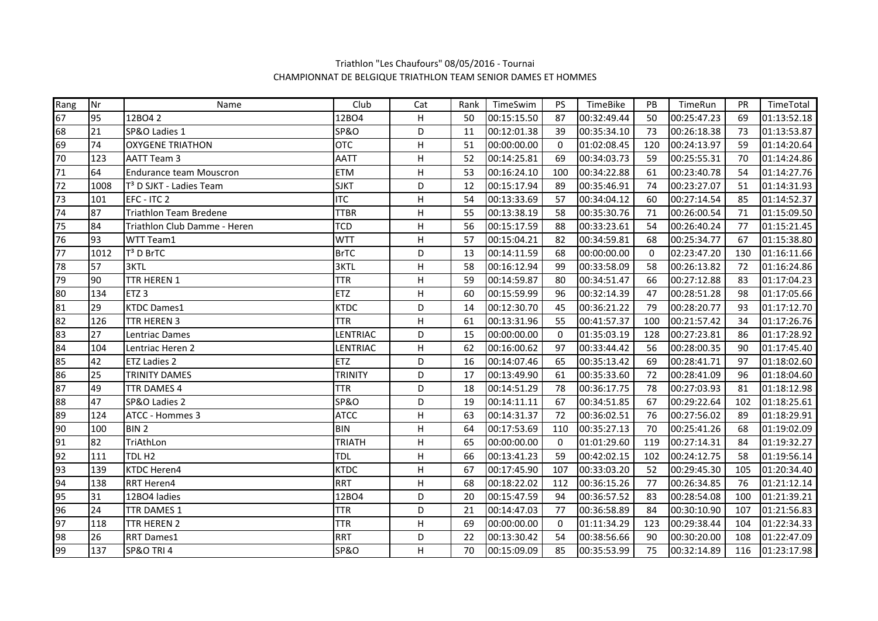Triathlon "Les Chaufours" 08/05/2016 - Tournai
CHAMPIONNAT DE BELGIQUE TRIATHLON TEAM SENIOR DAMES ET HOMMES

| Rang | Nr | Name | Club | Cat | Rank | TimeSwim | PS | TimeBike | PB | TimeRun | PR | TimeTotal |
|---|---|---|---|---|---|---|---|---|---|---|---|---|
| 67 | 95 | 12BO4 2 | 12BO4 | H | 50 | 00:15:15.50 | 87 | 00:32:49.44 | 50 | 00:25:47.23 | 69 | 01:13:52.18 |
| 68 | 21 | SP&O Ladies 1 | SP&O | D | 11 | 00:12:01.38 | 39 | 00:35:34.10 | 73 | 00:26:18.38 | 73 | 01:13:53.87 |
| 69 | 74 | OXYGENE TRIATHON | OTC | H | 51 | 00:00:00.00 | 0 | 01:02:08.45 | 120 | 00:24:13.97 | 59 | 01:14:20.64 |
| 70 | 123 | AATT Team 3 | AATT | H | 52 | 00:14:25.81 | 69 | 00:34:03.73 | 59 | 00:25:55.31 | 70 | 01:14:24.86 |
| 71 | 64 | Endurance team Mouscron | ETM | H | 53 | 00:16:24.10 | 100 | 00:34:22.88 | 61 | 00:23:40.78 | 54 | 01:14:27.76 |
| 72 | 1008 | T³ D SJKT - Ladies Team | SJKT | D | 12 | 00:15:17.94 | 89 | 00:35:46.91 | 74 | 00:23:27.07 | 51 | 01:14:31.93 |
| 73 | 101 | EFC - ITC 2 | ITC | H | 54 | 00:13:33.69 | 57 | 00:34:04.12 | 60 | 00:27:14.54 | 85 | 01:14:52.37 |
| 74 | 87 | Triathlon Team Bredene | TTBR | H | 55 | 00:13:38.19 | 58 | 00:35:30.76 | 71 | 00:26:00.54 | 71 | 01:15:09.50 |
| 75 | 84 | Triathlon Club Damme - Heren | TCD | H | 56 | 00:15:17.59 | 88 | 00:33:23.61 | 54 | 00:26:40.24 | 77 | 01:15:21.45 |
| 76 | 93 | WTT Team1 | WTT | H | 57 | 00:15:04.21 | 82 | 00:34:59.81 | 68 | 00:25:34.77 | 67 | 01:15:38.80 |
| 77 | 1012 | T³ D BrTC | BrTC | D | 13 | 00:14:11.59 | 68 | 00:00:00.00 | 0 | 02:23:47.20 | 130 | 01:16:11.66 |
| 78 | 57 | 3KTL | 3KTL | H | 58 | 00:16:12.94 | 99 | 00:33:58.09 | 58 | 00:26:13.82 | 72 | 01:16:24.86 |
| 79 | 90 | TTR HEREN 1 | TTR | H | 59 | 00:14:59.87 | 80 | 00:34:51.47 | 66 | 00:27:12.88 | 83 | 01:17:04.23 |
| 80 | 134 | ETZ 3 | ETZ | H | 60 | 00:15:59.99 | 96 | 00:32:14.39 | 47 | 00:28:51.28 | 98 | 01:17:05.66 |
| 81 | 29 | KTDC Dames1 | KTDC | D | 14 | 00:12:30.70 | 45 | 00:36:21.22 | 79 | 00:28:20.77 | 93 | 01:17:12.70 |
| 82 | 126 | TTR HEREN 3 | TTR | H | 61 | 00:13:31.96 | 55 | 00:41:57.37 | 100 | 00:21:57.42 | 34 | 01:17:26.76 |
| 83 | 27 | Lentriac Dames | LENTRIAC | D | 15 | 00:00:00.00 | 0 | 01:35:03.19 | 128 | 00:27:23.81 | 86 | 01:17:28.92 |
| 84 | 104 | Lentriac Heren 2 | LENTRIAC | H | 62 | 00:16:00.62 | 97 | 00:33:44.42 | 56 | 00:28:00.35 | 90 | 01:17:45.40 |
| 85 | 42 | ETZ Ladies 2 | ETZ | D | 16 | 00:14:07.46 | 65 | 00:35:13.42 | 69 | 00:28:41.71 | 97 | 01:18:02.60 |
| 86 | 25 | TRINITY DAMES | TRINITY | D | 17 | 00:13:49.90 | 61 | 00:35:33.60 | 72 | 00:28:41.09 | 96 | 01:18:04.60 |
| 87 | 49 | TTR DAMES 4 | TTR | D | 18 | 00:14:51.29 | 78 | 00:36:17.75 | 78 | 00:27:03.93 | 81 | 01:18:12.98 |
| 88 | 47 | SP&O Ladies 2 | SP&O | D | 19 | 00:14:11.11 | 67 | 00:34:51.85 | 67 | 00:29:22.64 | 102 | 01:18:25.61 |
| 89 | 124 | ATCC - Hommes 3 | ATCC | H | 63 | 00:14:31.37 | 72 | 00:36:02.51 | 76 | 00:27:56.02 | 89 | 01:18:29.91 |
| 90 | 100 | BIN 2 | BIN | H | 64 | 00:17:53.69 | 110 | 00:35:27.13 | 70 | 00:25:41.26 | 68 | 01:19:02.09 |
| 91 | 82 | TriAthLon | TRIATH | H | 65 | 00:00:00.00 | 0 | 01:01:29.60 | 119 | 00:27:14.31 | 84 | 01:19:32.27 |
| 92 | 111 | TDL H2 | TDL | H | 66 | 00:13:41.23 | 59 | 00:42:02.15 | 102 | 00:24:12.75 | 58 | 01:19:56.14 |
| 93 | 139 | KTDC Heren4 | KTDC | H | 67 | 00:17:45.90 | 107 | 00:33:03.20 | 52 | 00:29:45.30 | 105 | 01:20:34.40 |
| 94 | 138 | RRT Heren4 | RRT | H | 68 | 00:18:22.02 | 112 | 00:36:15.26 | 77 | 00:26:34.85 | 76 | 01:21:12.14 |
| 95 | 31 | 12BO4 ladies | 12BO4 | D | 20 | 00:15:47.59 | 94 | 00:36:57.52 | 83 | 00:28:54.08 | 100 | 01:21:39.21 |
| 96 | 24 | TTR DAMES 1 | TTR | D | 21 | 00:14:47.03 | 77 | 00:36:58.89 | 84 | 00:30:10.90 | 107 | 01:21:56.83 |
| 97 | 118 | TTR HEREN 2 | TTR | H | 69 | 00:00:00.00 | 0 | 01:11:34.29 | 123 | 00:29:38.44 | 104 | 01:22:34.33 |
| 98 | 26 | RRT Dames1 | RRT | D | 22 | 00:13:30.42 | 54 | 00:38:56.66 | 90 | 00:30:20.00 | 108 | 01:22:47.09 |
| 99 | 137 | SP&O TRI 4 | SP&O | H | 70 | 00:15:09.09 | 85 | 00:35:53.99 | 75 | 00:32:14.89 | 116 | 01:23:17.98 |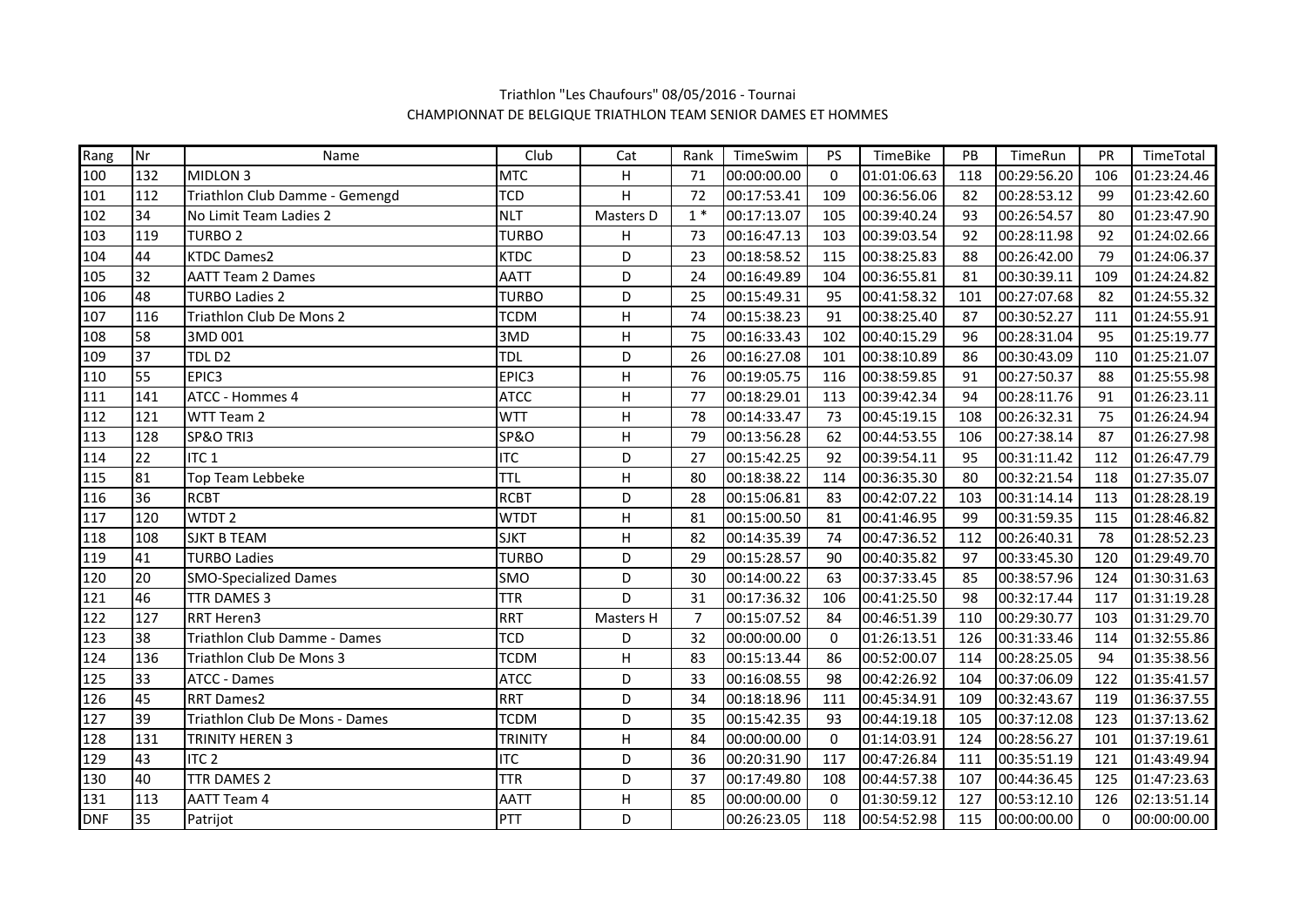Triathlon "Les Chaufours" 08/05/2016 - Tournai

CHAMPIONNAT DE BELGIQUE TRIATHLON TEAM SENIOR DAMES ET HOMMES

| Rang | Nr | Name | Club | Cat | Rank | TimeSwim | PS | TimeBike | PB | TimeRun | PR | TimeTotal |
|---|---|---|---|---|---|---|---|---|---|---|---|---|
| 100 | 132 | MIDLON 3 | MTC | H | 71 | 00:00:00.00 | 0 | 01:01:06.63 | 118 | 00:29:56.20 | 106 | 01:23:24.46 |
| 101 | 112 | Triathlon Club Damme - Gemengd | TCD | H | 72 | 00:17:53.41 | 109 | 00:36:56.06 | 82 | 00:28:53.12 | 99 | 01:23:42.60 |
| 102 | 34 | No Limit Team Ladies 2 | NLT | Masters D | 1 * | 00:17:13.07 | 105 | 00:39:40.24 | 93 | 00:26:54.57 | 80 | 01:23:47.90 |
| 103 | 119 | TURBO 2 | TURBO | H | 73 | 00:16:47.13 | 103 | 00:39:03.54 | 92 | 00:28:11.98 | 92 | 01:24:02.66 |
| 104 | 44 | KTDC Dames2 | KTDC | D | 23 | 00:18:58.52 | 115 | 00:38:25.83 | 88 | 00:26:42.00 | 79 | 01:24:06.37 |
| 105 | 32 | AATT Team 2 Dames | AATT | D | 24 | 00:16:49.89 | 104 | 00:36:55.81 | 81 | 00:30:39.11 | 109 | 01:24:24.82 |
| 106 | 48 | TURBO Ladies 2 | TURBO | D | 25 | 00:15:49.31 | 95 | 00:41:58.32 | 101 | 00:27:07.68 | 82 | 01:24:55.32 |
| 107 | 116 | Triathlon Club De Mons 2 | TCDM | H | 74 | 00:15:38.23 | 91 | 00:38:25.40 | 87 | 00:30:52.27 | 111 | 01:24:55.91 |
| 108 | 58 | 3MD 001 | 3MD | H | 75 | 00:16:33.43 | 102 | 00:40:15.29 | 96 | 00:28:31.04 | 95 | 01:25:19.77 |
| 109 | 37 | TDL D2 | TDL | D | 26 | 00:16:27.08 | 101 | 00:38:10.89 | 86 | 00:30:43.09 | 110 | 01:25:21.07 |
| 110 | 55 | EPIC3 | EPIC3 | H | 76 | 00:19:05.75 | 116 | 00:38:59.85 | 91 | 00:27:50.37 | 88 | 01:25:55.98 |
| 111 | 141 | ATCC - Hommes 4 | ATCC | H | 77 | 00:18:29.01 | 113 | 00:39:42.34 | 94 | 00:28:11.76 | 91 | 01:26:23.11 |
| 112 | 121 | WTT Team 2 | WTT | H | 78 | 00:14:33.47 | 73 | 00:45:19.15 | 108 | 00:26:32.31 | 75 | 01:26:24.94 |
| 113 | 128 | SP&O TRI3 | SP&O | H | 79 | 00:13:56.28 | 62 | 00:44:53.55 | 106 | 00:27:38.14 | 87 | 01:26:27.98 |
| 114 | 22 | ITC 1 | ITC | D | 27 | 00:15:42.25 | 92 | 00:39:54.11 | 95 | 00:31:11.42 | 112 | 01:26:47.79 |
| 115 | 81 | Top Team Lebbeke | TTL | H | 80 | 00:18:38.22 | 114 | 00:36:35.30 | 80 | 00:32:21.54 | 118 | 01:27:35.07 |
| 116 | 36 | RCBT | RCBT | D | 28 | 00:15:06.81 | 83 | 00:42:07.22 | 103 | 00:31:14.14 | 113 | 01:28:28.19 |
| 117 | 120 | WTDT 2 | WTDT | H | 81 | 00:15:00.50 | 81 | 00:41:46.95 | 99 | 00:31:59.35 | 115 | 01:28:46.82 |
| 118 | 108 | SJKT B TEAM | SJKT | H | 82 | 00:14:35.39 | 74 | 00:47:36.52 | 112 | 00:26:40.31 | 78 | 01:28:52.23 |
| 119 | 41 | TURBO Ladies | TURBO | D | 29 | 00:15:28.57 | 90 | 00:40:35.82 | 97 | 00:33:45.30 | 120 | 01:29:49.70 |
| 120 | 20 | SMO-Specialized Dames | SMO | D | 30 | 00:14:00.22 | 63 | 00:37:33.45 | 85 | 00:38:57.96 | 124 | 01:30:31.63 |
| 121 | 46 | TTR DAMES 3 | TTR | D | 31 | 00:17:36.32 | 106 | 00:41:25.50 | 98 | 00:32:17.44 | 117 | 01:31:19.28 |
| 122 | 127 | RRT Heren3 | RRT | Masters H | 7 | 00:15:07.52 | 84 | 00:46:51.39 | 110 | 00:29:30.77 | 103 | 01:31:29.70 |
| 123 | 38 | Triathlon Club Damme - Dames | TCD | D | 32 | 00:00:00.00 | 0 | 01:26:13.51 | 126 | 00:31:33.46 | 114 | 01:32:55.86 |
| 124 | 136 | Triathlon Club De Mons 3 | TCDM | H | 83 | 00:15:13.44 | 86 | 00:52:00.07 | 114 | 00:28:25.05 | 94 | 01:35:38.56 |
| 125 | 33 | ATCC - Dames | ATCC | D | 33 | 00:16:08.55 | 98 | 00:42:26.92 | 104 | 00:37:06.09 | 122 | 01:35:41.57 |
| 126 | 45 | RRT Dames2 | RRT | D | 34 | 00:18:18.96 | 111 | 00:45:34.91 | 109 | 00:32:43.67 | 119 | 01:36:37.55 |
| 127 | 39 | Triathlon Club De Mons - Dames | TCDM | D | 35 | 00:15:42.35 | 93 | 00:44:19.18 | 105 | 00:37:12.08 | 123 | 01:37:13.62 |
| 128 | 131 | TRINITY HEREN 3 | TRINITY | H | 84 | 00:00:00.00 | 0 | 01:14:03.91 | 124 | 00:28:56.27 | 101 | 01:37:19.61 |
| 129 | 43 | ITC 2 | ITC | D | 36 | 00:20:31.90 | 117 | 00:47:26.84 | 111 | 00:35:51.19 | 121 | 01:43:49.94 |
| 130 | 40 | TTR DAMES 2 | TTR | D | 37 | 00:17:49.80 | 108 | 00:44:57.38 | 107 | 00:44:36.45 | 125 | 01:47:23.63 |
| 131 | 113 | AATT Team 4 | AATT | H | 85 | 00:00:00.00 | 0 | 01:30:59.12 | 127 | 00:53:12.10 | 126 | 02:13:51.14 |
| DNF | 35 | Patrijot | PTT | D | | 00:26:23.05 | 118 | 00:54:52.98 | 115 | 00:00:00.00 | 0 | 00:00:00.00 |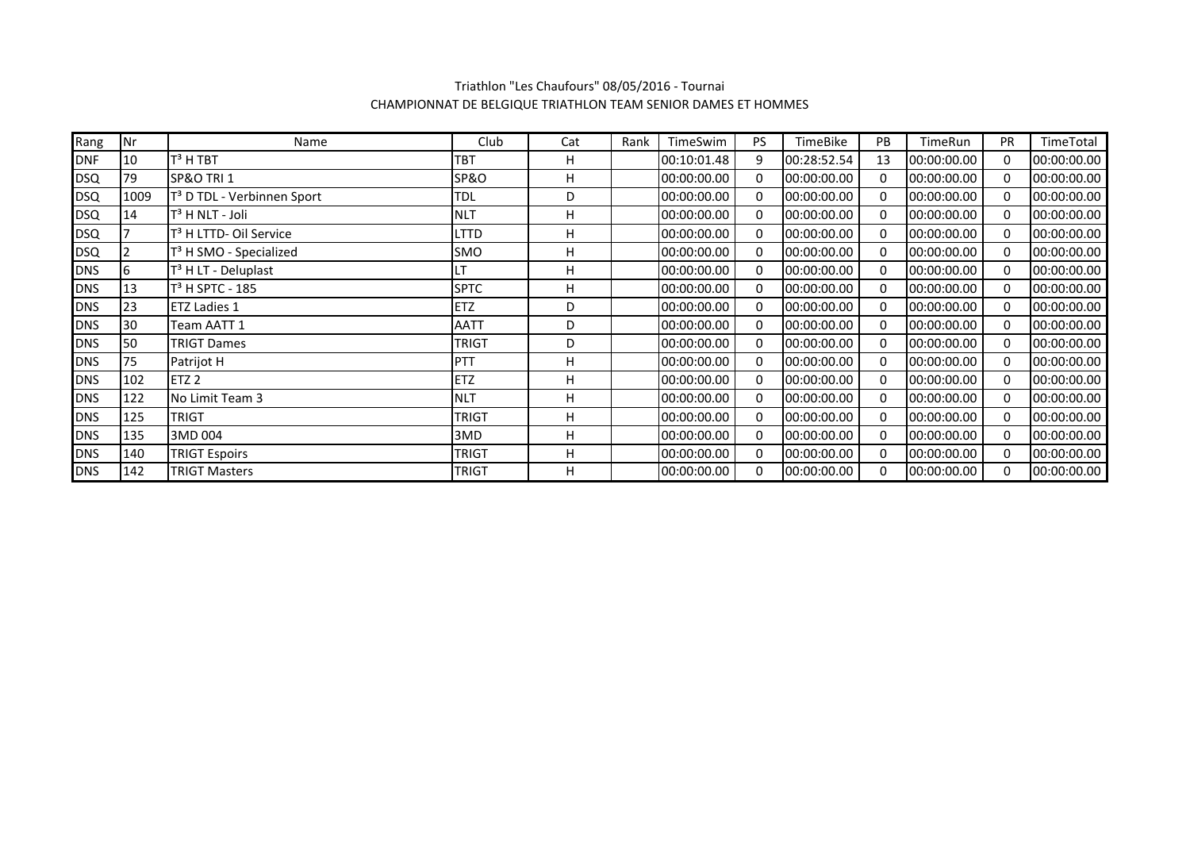Triathlon "Les Chaufours" 08/05/2016 - Tournai

CHAMPIONNAT DE BELGIQUE TRIATHLON TEAM SENIOR DAMES ET HOMMES

| Rang | Nr | Name | Club | Cat | Rank | TimeSwim | PS | TimeBike | PB | TimeRun | PR | TimeTotal |
|---|---|---|---|---|---|---|---|---|---|---|---|---|
| DNF | 10 | T³ H TBT | TBT | H | | 00:10:01.48 | 9 | 00:28:52.54 | 13 | 00:00:00.00 | 0 | 00:00:00.00 |
| DSQ | 79 | SP&O TRI 1 | SP&O | H | | 00:00:00.00 | 0 | 00:00:00.00 | 0 | 00:00:00.00 | 0 | 00:00:00.00 |
| DSQ | 1009 | T³ D TDL - Verbinnen Sport | TDL | D | | 00:00:00.00 | 0 | 00:00:00.00 | 0 | 00:00:00.00 | 0 | 00:00:00.00 |
| DSQ | 14 | T³ H NLT - Joli | NLT | H | | 00:00:00.00 | 0 | 00:00:00.00 | 0 | 00:00:00.00 | 0 | 00:00:00.00 |
| DSQ | 7 | T³ H LTTD- Oil Service | LTTD | H | | 00:00:00.00 | 0 | 00:00:00.00 | 0 | 00:00:00.00 | 0 | 00:00:00.00 |
| DSQ | 2 | T³ H SMO - Specialized | SMO | H | | 00:00:00.00 | 0 | 00:00:00.00 | 0 | 00:00:00.00 | 0 | 00:00:00.00 |
| DNS | 6 | T³ H LT - Deluplast | LT | H | | 00:00:00.00 | 0 | 00:00:00.00 | 0 | 00:00:00.00 | 0 | 00:00:00.00 |
| DNS | 13 | T³ H SPTC - 185 | SPTC | H | | 00:00:00.00 | 0 | 00:00:00.00 | 0 | 00:00:00.00 | 0 | 00:00:00.00 |
| DNS | 23 | ETZ Ladies 1 | ETZ | D | | 00:00:00.00 | 0 | 00:00:00.00 | 0 | 00:00:00.00 | 0 | 00:00:00.00 |
| DNS | 30 | Team AATT 1 | AATT | D | | 00:00:00.00 | 0 | 00:00:00.00 | 0 | 00:00:00.00 | 0 | 00:00:00.00 |
| DNS | 50 | TRIGT Dames | TRIGT | D | | 00:00:00.00 | 0 | 00:00:00.00 | 0 | 00:00:00.00 | 0 | 00:00:00.00 |
| DNS | 75 | Patrijot H | PTT | H | | 00:00:00.00 | 0 | 00:00:00.00 | 0 | 00:00:00.00 | 0 | 00:00:00.00 |
| DNS | 102 | ETZ 2 | ETZ | H | | 00:00:00.00 | 0 | 00:00:00.00 | 0 | 00:00:00.00 | 0 | 00:00:00.00 |
| DNS | 122 | No Limit Team 3 | NLT | H | | 00:00:00.00 | 0 | 00:00:00.00 | 0 | 00:00:00.00 | 0 | 00:00:00.00 |
| DNS | 125 | TRIGT | TRIGT | H | | 00:00:00.00 | 0 | 00:00:00.00 | 0 | 00:00:00.00 | 0 | 00:00:00.00 |
| DNS | 135 | 3MD 004 | 3MD | H | | 00:00:00.00 | 0 | 00:00:00.00 | 0 | 00:00:00.00 | 0 | 00:00:00.00 |
| DNS | 140 | TRIGT Espoirs | TRIGT | H | | 00:00:00.00 | 0 | 00:00:00.00 | 0 | 00:00:00.00 | 0 | 00:00:00.00 |
| DNS | 142 | TRIGT Masters | TRIGT | H | | 00:00:00.00 | 0 | 00:00:00.00 | 0 | 00:00:00.00 | 0 | 00:00:00.00 |